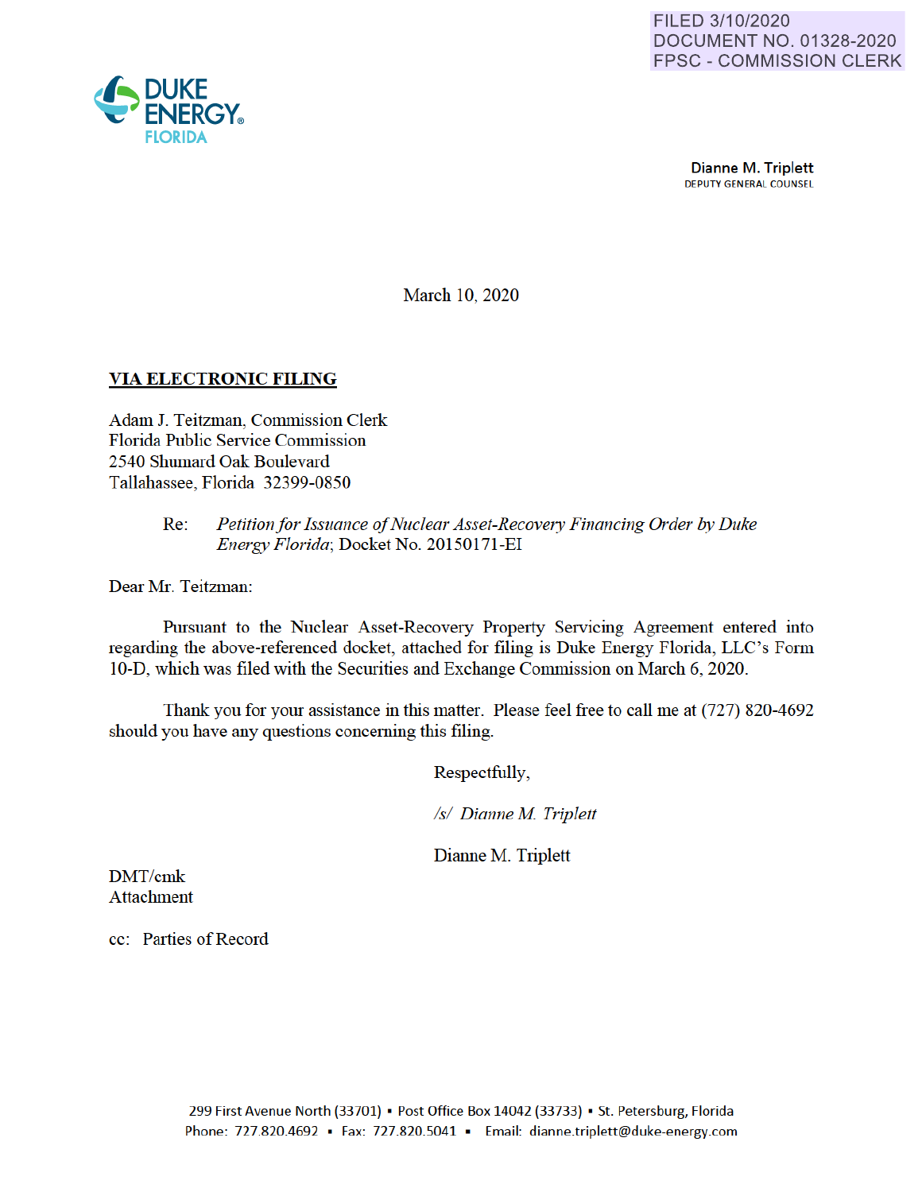FILED 3/10/2020
DOCUMENT NO. 01328-2020
FPSC - COMMISSION CLERK

DUKE ENERGY.
FLORIDA

**Dianne M. Triplett**
DEPUTY GENERAL COUNSEL

March 10, 2020

**VIA ELECTRONIC FILING**

Adam J. Teitzman, Commission Clerk
Florida Public Service Commission
2540 Shumard Oak Boulevard
Tallahassee, Florida 32399-0850

Re: *Petition for Issuance of Nuclear Asset-Recovery Financing Order by Duke Energy Florida*; Docket No. 20150171-EI

Dear Mr. Teitzman:

Pursuant to the Nuclear Asset-Recovery Property Servicing Agreement entered into regarding the above-referenced docket, attached for filing is Duke Energy Florida, LLC's Form 10-D, which was filed with the Securities and Exchange Commission on March 6, 2020.

Thank you for your assistance in this matter. Please feel free to call me at (727) 820-4692 should you have any questions concerning this filing.

Respectfully,

*/s/ Dianne M. Triplett*

Dianne M. Triplett

DMT/cmk
Attachment

cc: Parties of Record

299 First Avenue North (33701) ▪ Post Office Box 14042 (33733) ▪ St. Petersburg, Florida
Phone: 727.820.4692 ▪ Fax: 727.820.5041 ▪ Email: dianne.triplett@duke-energy.com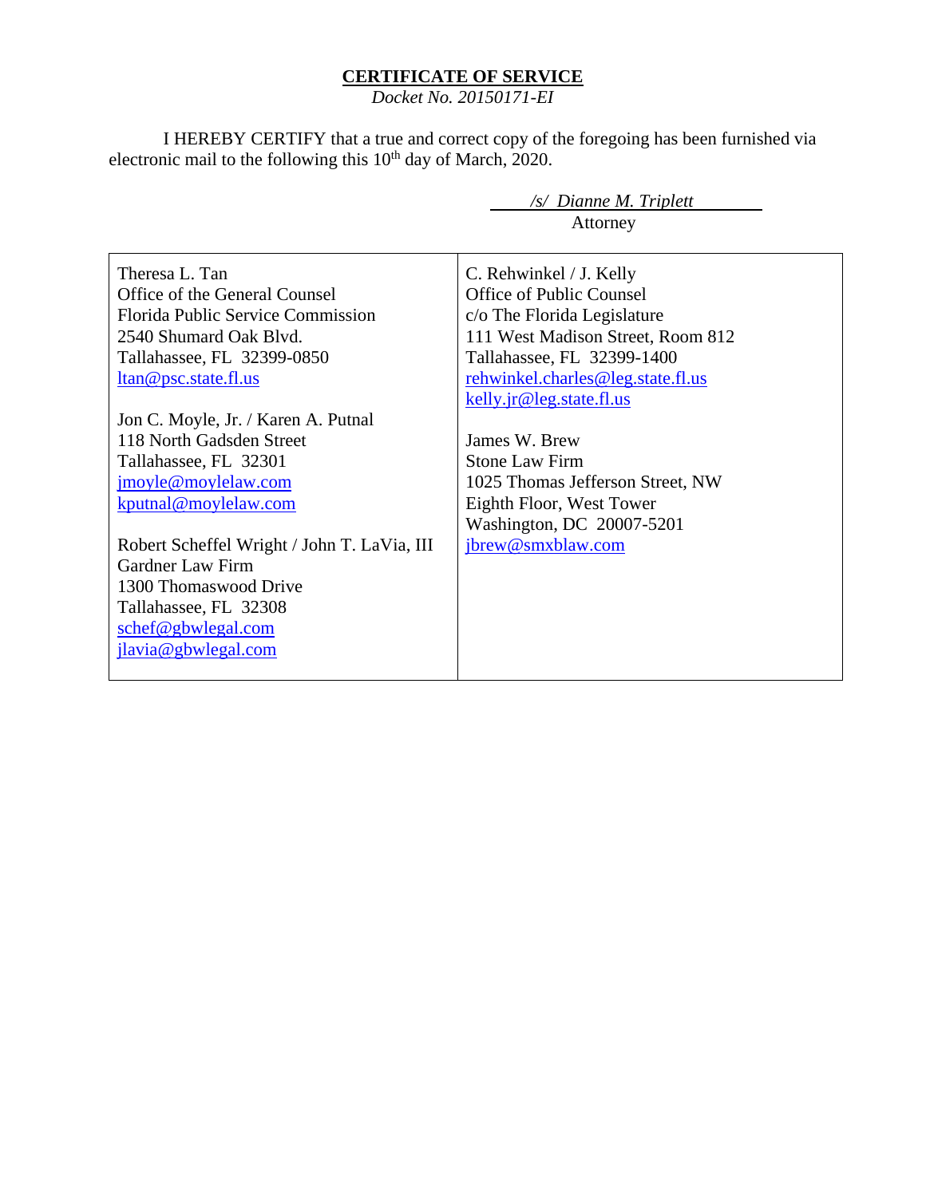**CERTIFICATE OF SERVICE**

*Docket No. 20150171-EI*

I HEREBY CERTIFY that a true and correct copy of the foregoing has been furnished via electronic mail to the following this 10th day of March, 2020.

*/s/ Dianne M. Triplett*
Attorney

| | |
|---|---|
| Theresa L. Tan<br>Office of the General Counsel<br>Florida Public Service Commission<br>2540 Shumard Oak Blvd.<br>Tallahassee, FL 32399-0850<br>ltan@psc.state.fl.us<br><br>Jon C. Moyle, Jr. / Karen A. Putnal<br>118 North Gadsden Street<br>Tallahassee, FL 32301<br>jmoyle@moylelaw.com<br>kputnal@moylelaw.com<br><br>Robert Scheffel Wright / John T. LaVia, III<br>Gardner Law Firm<br>1300 Thomaswood Drive<br>Tallahassee, FL 32308<br>schef@gbwlegal.com<br>jlavia@gbwlegal.com | C. Rehwinkel / J. Kelly<br>Office of Public Counsel<br>c/o The Florida Legislature<br>111 West Madison Street, Room 812<br>Tallahassee, FL 32399-1400<br>rehwinkel.charles@leg.state.fl.us<br>kelly.jr@leg.state.fl.us<br><br>James W. Brew<br>Stone Law Firm<br>1025 Thomas Jefferson Street, NW<br>Eighth Floor, West Tower<br>Washington, DC 20007-5201<br>jbrew@smxblaw.com |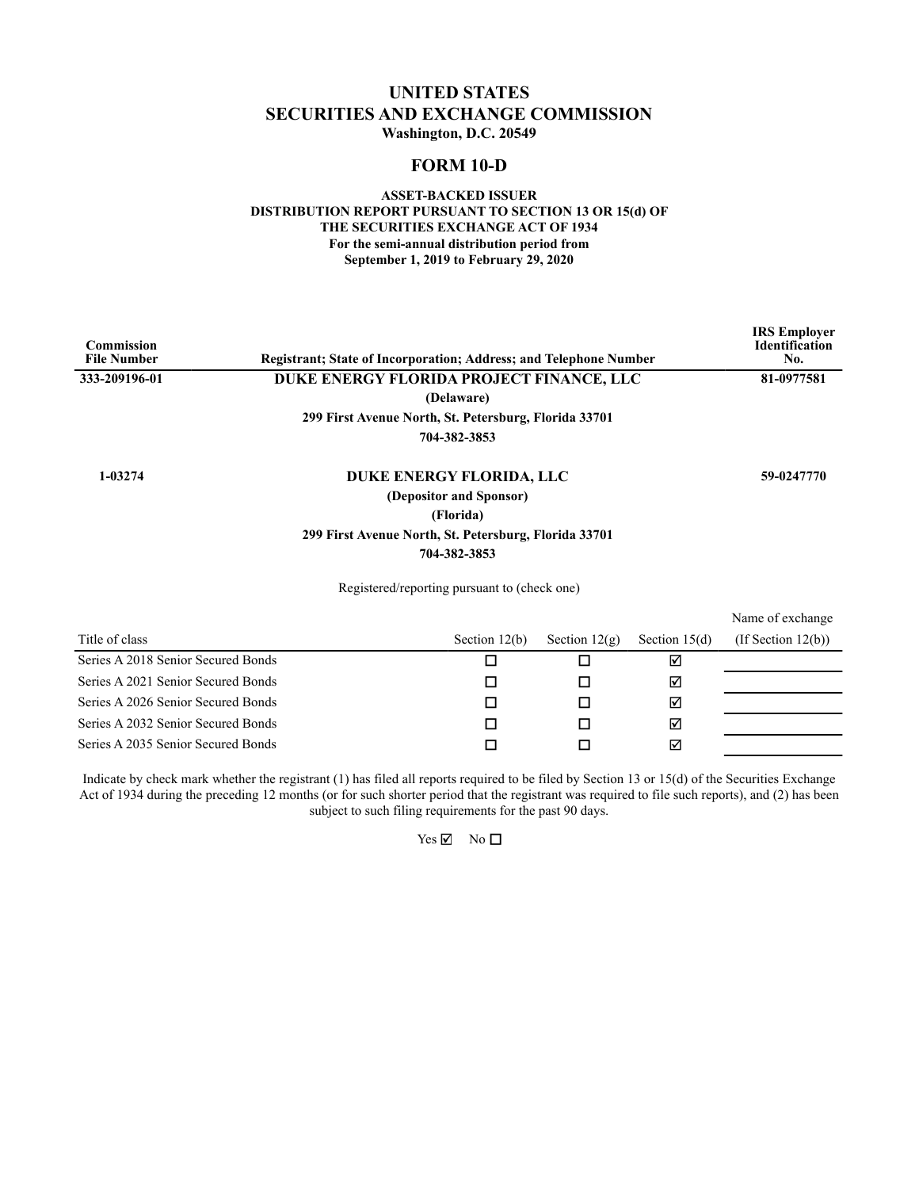# UNITED STATES
# SECURITIES AND EXCHANGE COMMISSION

**Washington, D.C. 20549**

## FORM 10-D

**ASSET-BACKED ISSUER**
**DISTRIBUTION REPORT PURSUANT TO SECTION 13 OR 15(d) OF THE SECURITIES EXCHANGE ACT OF 1934**
**For the semi-annual distribution period from September 1, 2019 to February 29, 2020**

| Commission File Number | Registrant; State of Incorporation; Address; and Telephone Number | IRS Employer Identification No. |
|---|---|---|
| 333-209196-01 | **DUKE ENERGY FLORIDA PROJECT FINANCE, LLC**<br>**(Delaware)**<br>**299 First Avenue North, St. Petersburg, Florida 33701**<br>**704-382-3853** | 81-0977581 |
| 1-03274 | **DUKE ENERGY FLORIDA, LLC**<br>**(Depositor and Sponsor)**<br>**(Florida)**<br>**299 First Avenue North, St. Petersburg, Florida 33701**<br>**704-382-3853** | 59-0247770 |

Registered/reporting pursuant to (check one)

| Title of class | Section 12(b) | Section 12(g) | Section 15(d) | Name of exchange (If Section 12(b)) |
|---|---|---|---|---|
| Series A 2018 Senior Secured Bonds | ☐ | ☐ | ☑ | |
| Series A 2021 Senior Secured Bonds | ☐ | ☐ | ☑ | |
| Series A 2026 Senior Secured Bonds | ☐ | ☐ | ☑ | |
| Series A 2032 Senior Secured Bonds | ☐ | ☐ | ☑ | |
| Series A 2035 Senior Secured Bonds | ☐ | ☐ | ☑ | |

Indicate by check mark whether the registrant (1) has filed all reports required to be filed by Section 13 or 15(d) of the Securities Exchange Act of 1934 during the preceding 12 months (or for such shorter period that the registrant was required to file such reports), and (2) has been subject to such filing requirements for the past 90 days.

Yes ☑ No ☐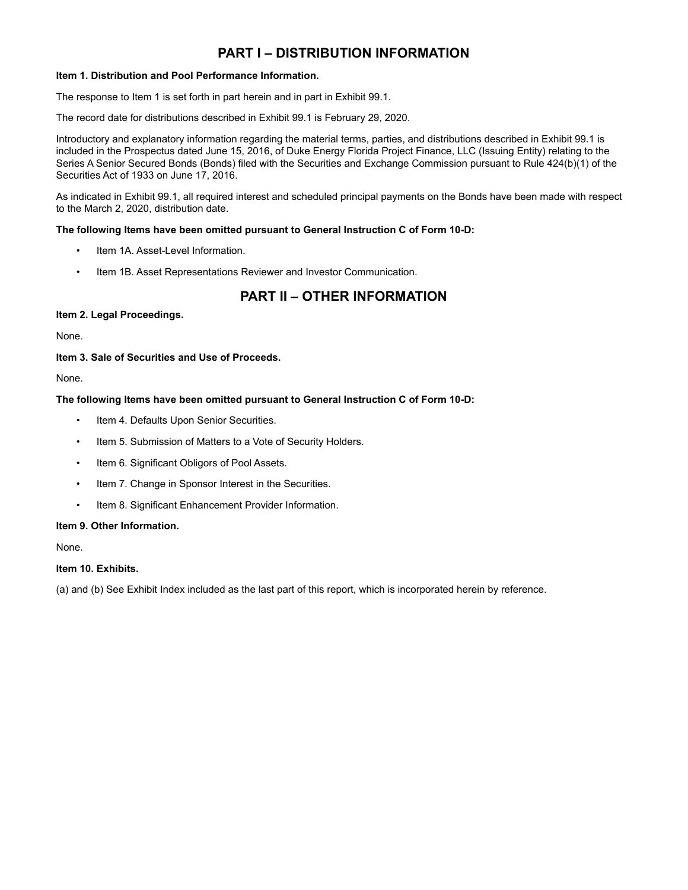# PART I – DISTRIBUTION INFORMATION

**Item 1. Distribution and Pool Performance Information.**

The response to Item 1 is set forth in part herein and in part in Exhibit 99.1.

The record date for distributions described in Exhibit 99.1 is February 29, 2020.

Introductory and explanatory information regarding the material terms, parties, and distributions described in Exhibit 99.1 is included in the Prospectus dated June 15, 2016, of Duke Energy Florida Project Finance, LLC (Issuing Entity) relating to the Series A Senior Secured Bonds (Bonds) filed with the Securities and Exchange Commission pursuant to Rule 424(b)(1) of the Securities Act of 1933 on June 17, 2016.

As indicated in Exhibit 99.1, all required interest and scheduled principal payments on the Bonds have been made with respect to the March 2, 2020, distribution date.

**The following Items have been omitted pursuant to General Instruction C of Form 10-D:**

- Item 1A. Asset-Level Information.
- Item 1B. Asset Representations Reviewer and Investor Communication.

# PART II – OTHER INFORMATION

**Item 2. Legal Proceedings.**

None.

**Item 3. Sale of Securities and Use of Proceeds.**

None.

**The following Items have been omitted pursuant to General Instruction C of Form 10-D:**

- Item 4. Defaults Upon Senior Securities.
- Item 5. Submission of Matters to a Vote of Security Holders.
- Item 6. Significant Obligors of Pool Assets.
- Item 7. Change in Sponsor Interest in the Securities.
- Item 8. Significant Enhancement Provider Information.

**Item 9. Other Information.**

None.

**Item 10. Exhibits.**

(a) and (b) See Exhibit Index included as the last part of this report, which is incorporated herein by reference.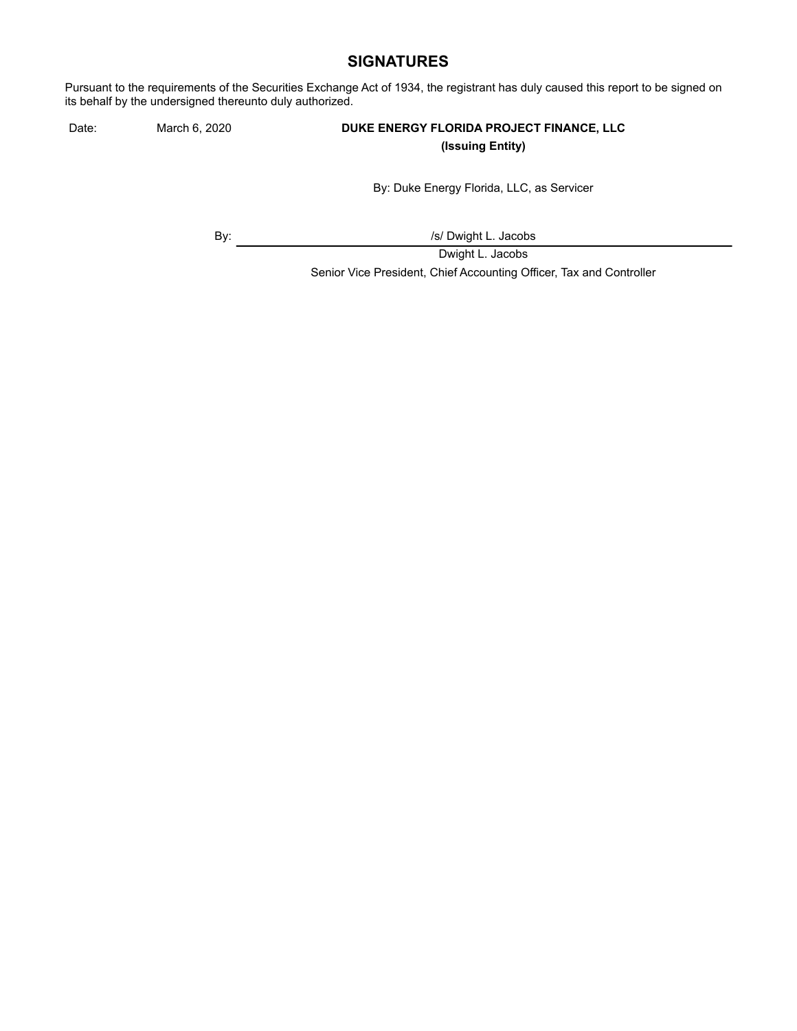## SIGNATURES

Pursuant to the requirements of the Securities Exchange Act of 1934, the registrant has duly caused this report to be signed on its behalf by the undersigned thereunto duly authorized.

Date: March 6, 2020

**DUKE ENERGY FLORIDA PROJECT FINANCE, LLC**
**(Issuing Entity)**

By: Duke Energy Florida, LLC, as Servicer

By: /s/ Dwight L. Jacobs

Dwight L. Jacobs

Senior Vice President, Chief Accounting Officer, Tax and Controller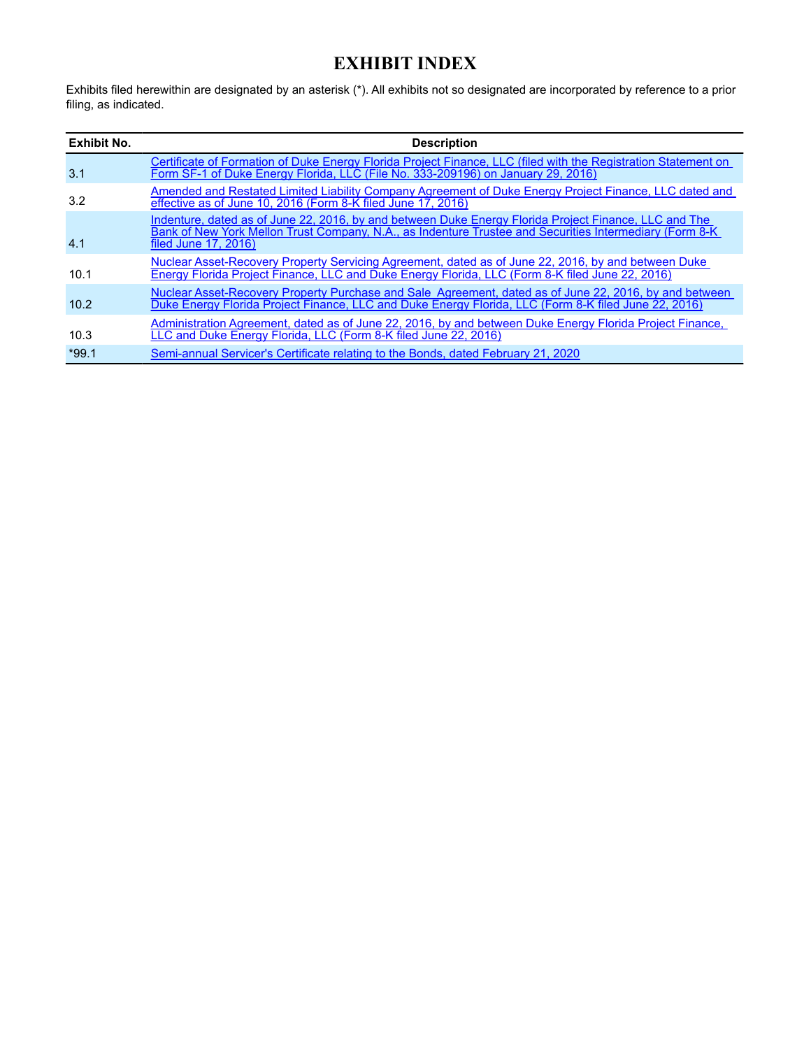# EXHIBIT INDEX

Exhibits filed herewithin are designated by an asterisk (*). All exhibits not so designated are incorporated by reference to a prior filing, as indicated.

| Exhibit No. | Description |
| --- | --- |
| 3.1 | Certificate of Formation of Duke Energy Florida Project Finance, LLC (filed with the Registration Statement on Form SF-1 of Duke Energy Florida, LLC (File No. 333-209196) on January 29, 2016) |
| 3.2 | Amended and Restated Limited Liability Company Agreement of Duke Energy Project Finance, LLC dated and effective as of June 10, 2016 (Form 8-K filed June 17, 2016) |
| 4.1 | Indenture, dated as of June 22, 2016, by and between Duke Energy Florida Project Finance, LLC and The Bank of New York Mellon Trust Company, N.A., as Indenture Trustee and Securities Intermediary (Form 8-K filed June 17, 2016) |
| 10.1 | Nuclear Asset-Recovery Property Servicing Agreement, dated as of June 22, 2016, by and between Duke Energy Florida Project Finance, LLC and Duke Energy Florida, LLC (Form 8-K filed June 22, 2016) |
| 10.2 | Nuclear Asset-Recovery Property Purchase and Sale Agreement, dated as of June 22, 2016, by and between Duke Energy Florida Project Finance, LLC and Duke Energy Florida, LLC (Form 8-K filed June 22, 2016) |
| 10.3 | Administration Agreement, dated as of June 22, 2016, by and between Duke Energy Florida Project Finance, LLC and Duke Energy Florida, LLC (Form 8-K filed June 22, 2016) |
| *99.1 | Semi-annual Servicer's Certificate relating to the Bonds, dated February 21, 2020 |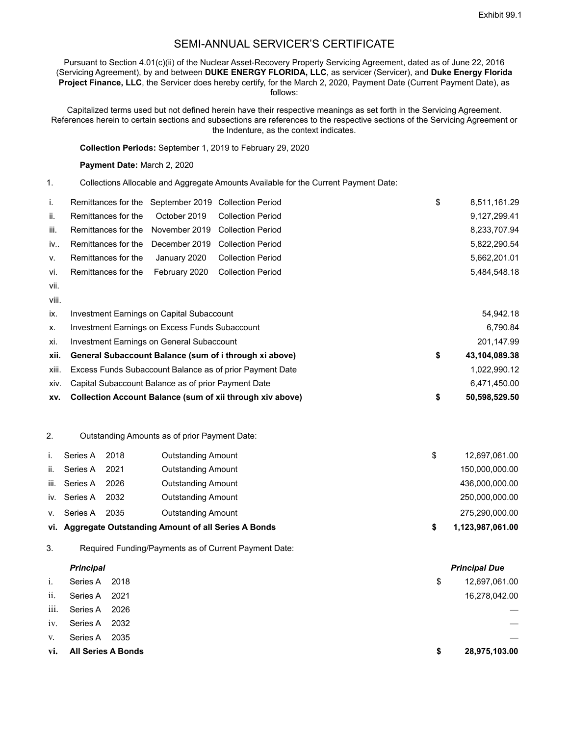Exhibit 99.1

# SEMI-ANNUAL SERVICER'S CERTIFICATE

Pursuant to Section 4.01(c)(ii) of the Nuclear Asset-Recovery Property Servicing Agreement, dated as of June 22, 2016 (Servicing Agreement), by and between **DUKE ENERGY FLORIDA, LLC**, as servicer (Servicer), and **Duke Energy Florida Project Finance, LLC**, the Servicer does hereby certify, for the March 2, 2020, Payment Date (Current Payment Date), as follows:

Capitalized terms used but not defined herein have their respective meanings as set forth in the Servicing Agreement. References herein to certain sections and subsections are references to the respective sections of the Servicing Agreement or the Indenture, as the context indicates.

**Collection Periods:** September 1, 2019 to February 29, 2020

**Payment Date:** March 2, 2020

1. Collections Allocable and Aggregate Amounts Available for the Current Payment Date:

| | | | | | |
|---|---|---|---|---|---|
| i. | Remittances for the | September 2019 | Collection Period | $ | 8,511,161.29 |
| ii. | Remittances for the | October 2019 | Collection Period | | 9,127,299.41 |
| iii. | Remittances for the | November 2019 | Collection Period | | 8,233,707.94 |
| iv.. | Remittances for the | December 2019 | Collection Period | | 5,822,290.54 |
| v. | Remittances for the | January 2020 | Collection Period | | 5,662,201.01 |
| vi. | Remittances for the | February 2020 | Collection Period | | 5,484,548.18 |
| vii. | | | | | |
| viii. | | | | | |
| ix. | Investment Earnings on Capital Subaccount | | | | 54,942.18 |
| x. | Investment Earnings on Excess Funds Subaccount | | | | 6,790.84 |
| xi. | Investment Earnings on General Subaccount | | | | 201,147.99 |
| **xii.** | **General Subaccount Balance (sum of i through xi above)** | | | **$** | **43,104,089.38** |
| xiii. | Excess Funds Subaccount Balance as of prior Payment Date | | | | 1,022,990.12 |
| xiv. | Capital Subaccount Balance as of prior Payment Date | | | | 6,471,450.00 |
| **xv.** | **Collection Account Balance (sum of xii through xiv above)** | | | **$** | **50,598,529.50** |

2. Outstanding Amounts as of prior Payment Date:

| | | | | | |
|---|---|---|---|---|---|
| i. | Series A | 2018 | Outstanding Amount | $ | 12,697,061.00 |
| ii. | Series A | 2021 | Outstanding Amount | | 150,000,000.00 |
| iii. | Series A | 2026 | Outstanding Amount | | 436,000,000.00 |
| iv. | Series A | 2032 | Outstanding Amount | | 250,000,000.00 |
| v. | Series A | 2035 | Outstanding Amount | | 275,290,000.00 |
| **vi.** | **Aggregate Outstanding Amount of all Series A Bonds** | | | **$** | **1,123,987,061.00** |

3. Required Funding/Payments as of Current Payment Date:

| | ***Principal*** | | | ***Principal Due*** |
|---|---|---|---|---|
| i. | Series A | 2018 | $ | 12,697,061.00 |
| ii. | Series A | 2021 | | 16,278,042.00 |
| iii. | Series A | 2026 | | — |
| iv. | Series A | 2032 | | — |
| v. | Series A | 2035 | | — |
| **vi.** | **All Series A Bonds** | | **$** | **28,975,103.00** |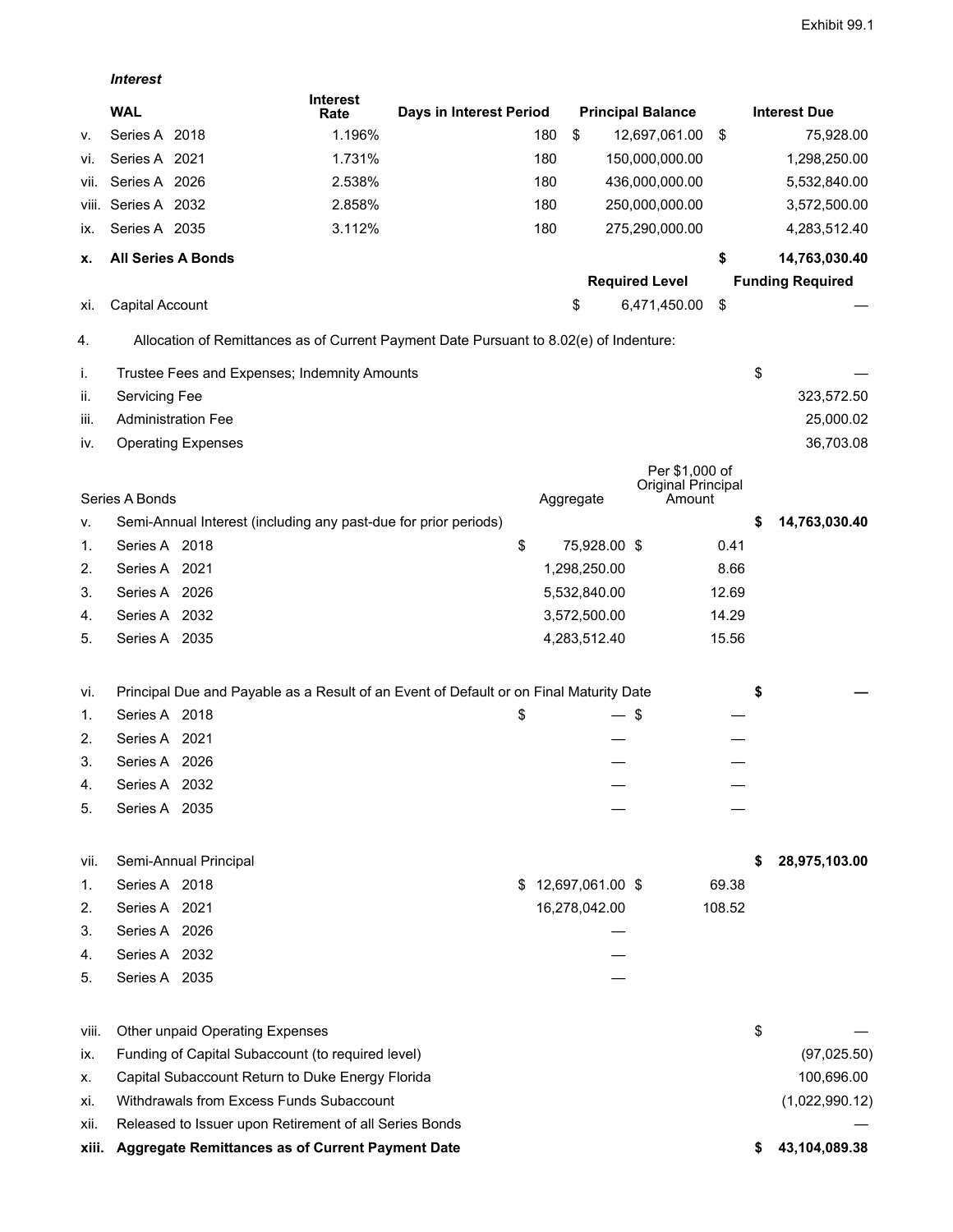Exhibit 99.1

***Interest***

| | WAL | Interest Rate | Days in Interest Period | Principal Balance | Interest Due |
|---|---|---|---|---|---|
| v. | Series A 2018 | 1.196% | 180 | $ 12,697,061.00 | $ 75,928.00 |
| vi. | Series A 2021 | 1.731% | 180 | 150,000,000.00 | 1,298,250.00 |
| vii. | Series A 2026 | 2.538% | 180 | 436,000,000.00 | 5,532,840.00 |
| viii. | Series A 2032 | 2.858% | 180 | 250,000,000.00 | 3,572,500.00 |
| ix. | Series A 2035 | 3.112% | 180 | 275,290,000.00 | 4,283,512.40 |
| **x.** | **All Series A Bonds** | | | | **$ 14,763,030.40** |
| | | | | **Required Level** | **Funding Required** |
| xi. | Capital Account | | | $ 6,471,450.00 | $ — |

4. Allocation of Remittances as of Current Payment Date Pursuant to 8.02(e) of Indenture:

| | | | | |
|---|---|---|---|---|
| i. | Trustee Fees and Expenses; Indemnity Amounts | | | $ — |
| ii. | Servicing Fee | | | 323,572.50 |
| iii. | Administration Fee | | | 25,000.02 |
| iv. | Operating Expenses | | | 36,703.08 |
| Series A Bonds | | Aggregate | Per $1,000 of Original Principal Amount | |
| v. | Semi-Annual Interest (including any past-due for prior periods) | | | **$ 14,763,030.40** |
| 1. | Series A 2018 | $ 75,928.00 | $ 0.41 | |
| 2. | Series A 2021 | 1,298,250.00 | 8.66 | |
| 3. | Series A 2026 | 5,532,840.00 | 12.69 | |
| 4. | Series A 2032 | 3,572,500.00 | 14.29 | |
| 5. | Series A 2035 | 4,283,512.40 | 15.56 | |
| vi. | Principal Due and Payable as a Result of an Event of Default or on Final Maturity Date | | | **$ —** |
| 1. | Series A 2018 | $ — | $ — | |
| 2. | Series A 2021 | — | — | |
| 3. | Series A 2026 | — | — | |
| 4. | Series A 2032 | — | — | |
| 5. | Series A 2035 | — | — | |
| vii. | Semi-Annual Principal | | | **$ 28,975,103.00** |
| 1. | Series A 2018 | $ 12,697,061.00 | $ 69.38 | |
| 2. | Series A 2021 | 16,278,042.00 | 108.52 | |
| 3. | Series A 2026 | — | | |
| 4. | Series A 2032 | — | | |
| 5. | Series A 2035 | — | | |
| viii. | Other unpaid Operating Expenses | | | $ — |
| ix. | Funding of Capital Subaccount (to required level) | | | (97,025.50) |
| x. | Capital Subaccount Return to Duke Energy Florida | | | 100,696.00 |
| xi. | Withdrawals from Excess Funds Subaccount | | | (1,022,990.12) |
| xii. | Released to Issuer upon Retirement of all Series Bonds | | | — |
| **xiii.** | **Aggregate Remittances as of Current Payment Date** | | | **$ 43,104,089.38** |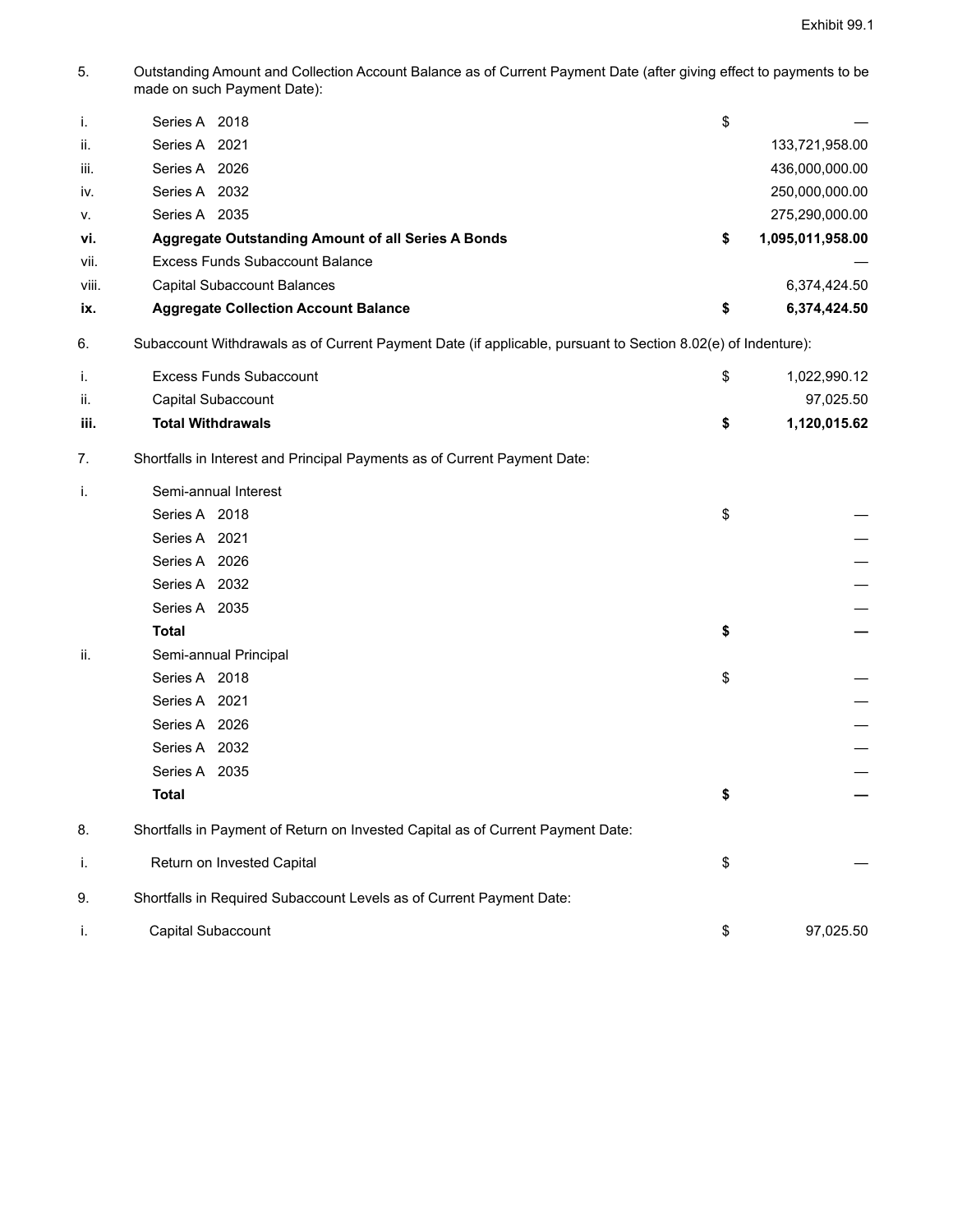Exhibit 99.1

5. Outstanding Amount and Collection Account Balance as of Current Payment Date (after giving effect to payments to be made on such Payment Date):

| | | | |
|---|---|---|---|
| i. | Series A 2018 | $ | — |
| ii. | Series A 2021 | | 133,721,958.00 |
| iii. | Series A 2026 | | 436,000,000.00 |
| iv. | Series A 2032 | | 250,000,000.00 |
| v. | Series A 2035 | | 275,290,000.00 |
| **vi.** | **Aggregate Outstanding Amount of all Series A Bonds** | **$** | **1,095,011,958.00** |
| vii. | Excess Funds Subaccount Balance | | — |
| viii. | Capital Subaccount Balances | | 6,374,424.50 |
| **ix.** | **Aggregate Collection Account Balance** | **$** | **6,374,424.50** |

6. Subaccount Withdrawals as of Current Payment Date (if applicable, pursuant to Section 8.02(e) of Indenture):

| | | | |
|---|---|---|---|
| i. | Excess Funds Subaccount | $ | 1,022,990.12 |
| ii. | Capital Subaccount | | 97,025.50 |
| **iii.** | **Total Withdrawals** | **$** | **1,120,015.62** |

7. Shortfalls in Interest and Principal Payments as of Current Payment Date:

| | | | |
|---|---|---|---|
| i. | Semi-annual Interest | | |
| | Series A 2018 | $ | — |
| | Series A 2021 | | — |
| | Series A 2026 | | — |
| | Series A 2032 | | — |
| | Series A 2035 | | — |
| | **Total** | **$** | **—** |
| ii. | Semi-annual Principal | | |
| | Series A 2018 | $ | — |
| | Series A 2021 | | — |
| | Series A 2026 | | — |
| | Series A 2032 | | — |
| | Series A 2035 | | — |
| | **Total** | **$** | **—** |

8. Shortfalls in Payment of Return on Invested Capital as of Current Payment Date:

| | | | |
|---|---|---|---|
| i. | Return on Invested Capital | $ | — |

9. Shortfalls in Required Subaccount Levels as of Current Payment Date:

| | | | |
|---|---|---|---|
| i. | Capital Subaccount | $ | 97,025.50 |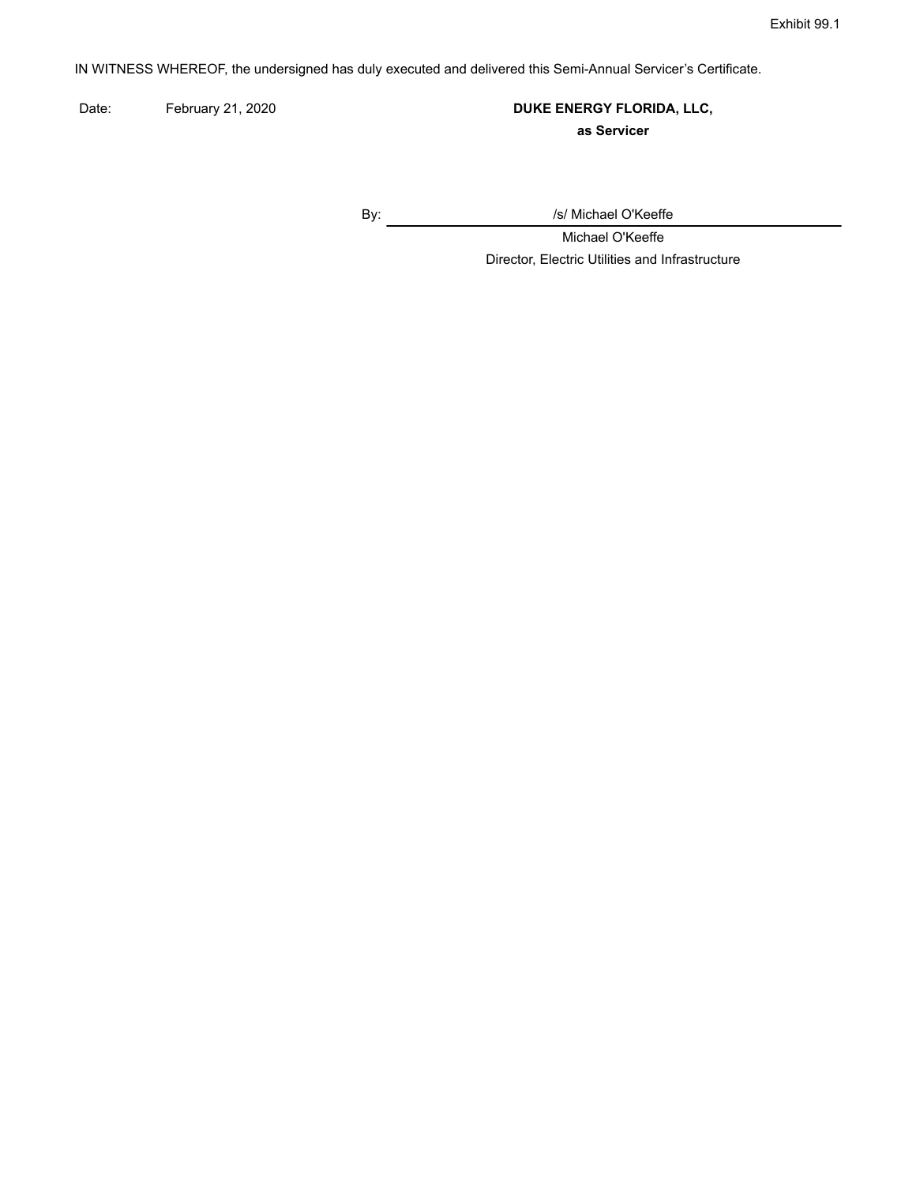Exhibit 99.1

IN WITNESS WHEREOF, the undersigned has duly executed and delivered this Semi-Annual Servicer's Certificate.

Date: February 21, 2020

**DUKE ENERGY FLORIDA, LLC,**
**as Servicer**

By: /s/ Michael O'Keeffe

Michael O'Keeffe

Director, Electric Utilities and Infrastructure